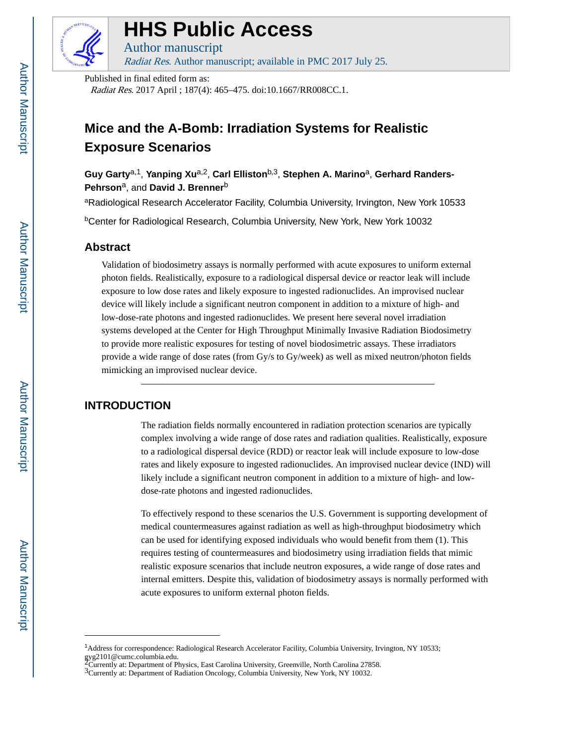# HHS Public Access

Author manuscript

*Radiat Res*. Author manuscript; available in PMC 2017 July 25.

Published in final edited form as:

*Radiat Res*. 2017 April ; 187(4): 465–475. doi:10.1667/RR008CC.1.

# Mice and the A-Bomb: Irradiation Systems for Realistic Exposure Scenarios

**Guy Garty**[a,1], **Yanping Xu**[a,2], **Carl Elliston**[b,3], **Stephen A. Marino**[a], **Gerhard Randers-Pehrson**[a], and **David J. Brenner**[b]

[a]Radiological Research Accelerator Facility, Columbia University, Irvington, New York 10533

[b]Center for Radiological Research, Columbia University, New York, New York 10032

## Abstract

Validation of biodosimetry assays is normally performed with acute exposures to uniform external photon fields. Realistically, exposure to a radiological dispersal device or reactor leak will include exposure to low dose rates and likely exposure to ingested radionuclides. An improvised nuclear device will likely include a significant neutron component in addition to a mixture of high- and low-dose-rate photons and ingested radionuclides. We present here several novel irradiation systems developed at the Center for High Throughput Minimally Invasive Radiation Biodosimetry to provide more realistic exposures for testing of novel biodosimetric assays. These irradiators provide a wide range of dose rates (from Gy/s to Gy/week) as well as mixed neutron/photon fields mimicking an improvised nuclear device.

## INTRODUCTION

The radiation fields normally encountered in radiation protection scenarios are typically complex involving a wide range of dose rates and radiation qualities. Realistically, exposure to a radiological dispersal device (RDD) or reactor leak will include exposure to low-dose rates and likely exposure to ingested radionuclides. An improvised nuclear device (IND) will likely include a significant neutron component in addition to a mixture of high- and low-dose-rate photons and ingested radionuclides.

To effectively respond to these scenarios the U.S. Government is supporting development of medical countermeasures against radiation as well as high-throughput biodosimetry which can be used for identifying exposed individuals who would benefit from them (1). This requires testing of countermeasures and biodosimetry using irradiation fields that mimic realistic exposure scenarios that include neutron exposures, a wide range of dose rates and internal emitters. Despite this, validation of biodosimetry assays is normally performed with acute exposures to uniform external photon fields.

---

[1]Address for correspondence: Radiological Research Accelerator Facility, Columbia University, Irvington, NY 10533; gyg2101@cumc.columbia.edu.

[2]Currently at: Department of Physics, East Carolina University, Greenville, North Carolina 27858.

[3]Currently at: Department of Radiation Oncology, Columbia University, New York, NY 10032.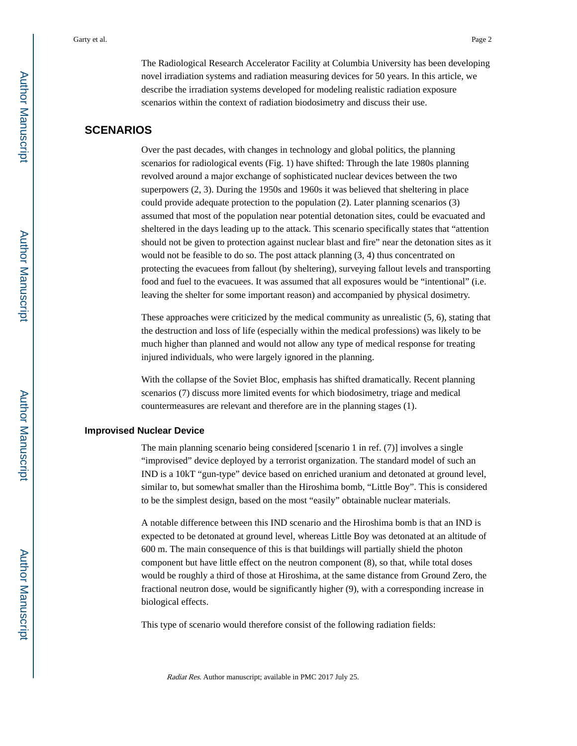The Radiological Research Accelerator Facility at Columbia University has been developing novel irradiation systems and radiation measuring devices for 50 years. In this article, we describe the irradiation systems developed for modeling realistic radiation exposure scenarios within the context of radiation biodosimetry and discuss their use.

## SCENARIOS

Over the past decades, with changes in technology and global politics, the planning scenarios for radiological events (Fig. 1) have shifted: Through the late 1980s planning revolved around a major exchange of sophisticated nuclear devices between the two superpowers (2, 3). During the 1950s and 1960s it was believed that sheltering in place could provide adequate protection to the population (2). Later planning scenarios (3) assumed that most of the population near potential detonation sites, could be evacuated and sheltered in the days leading up to the attack. This scenario specifically states that "attention should not be given to protection against nuclear blast and fire" near the detonation sites as it would not be feasible to do so. The post attack planning (3, 4) thus concentrated on protecting the evacuees from fallout (by sheltering), surveying fallout levels and transporting food and fuel to the evacuees. It was assumed that all exposures would be "intentional" (i.e. leaving the shelter for some important reason) and accompanied by physical dosimetry.

These approaches were criticized by the medical community as unrealistic (5, 6), stating that the destruction and loss of life (especially within the medical professions) was likely to be much higher than planned and would not allow any type of medical response for treating injured individuals, who were largely ignored in the planning.

With the collapse of the Soviet Bloc, emphasis has shifted dramatically. Recent planning scenarios (7) discuss more limited events for which biodosimetry, triage and medical countermeasures are relevant and therefore are in the planning stages (1).

### Improvised Nuclear Device

The main planning scenario being considered [scenario 1 in ref. (7)] involves a single "improvised" device deployed by a terrorist organization. The standard model of such an IND is a 10kT "gun-type" device based on enriched uranium and detonated at ground level, similar to, but somewhat smaller than the Hiroshima bomb, "Little Boy". This is considered to be the simplest design, based on the most "easily" obtainable nuclear materials.

A notable difference between this IND scenario and the Hiroshima bomb is that an IND is expected to be detonated at ground level, whereas Little Boy was detonated at an altitude of 600 m. The main consequence of this is that buildings will partially shield the photon component but have little effect on the neutron component (8), so that, while total doses would be roughly a third of those at Hiroshima, at the same distance from Ground Zero, the fractional neutron dose, would be significantly higher (9), with a corresponding increase in biological effects.

This type of scenario would therefore consist of the following radiation fields: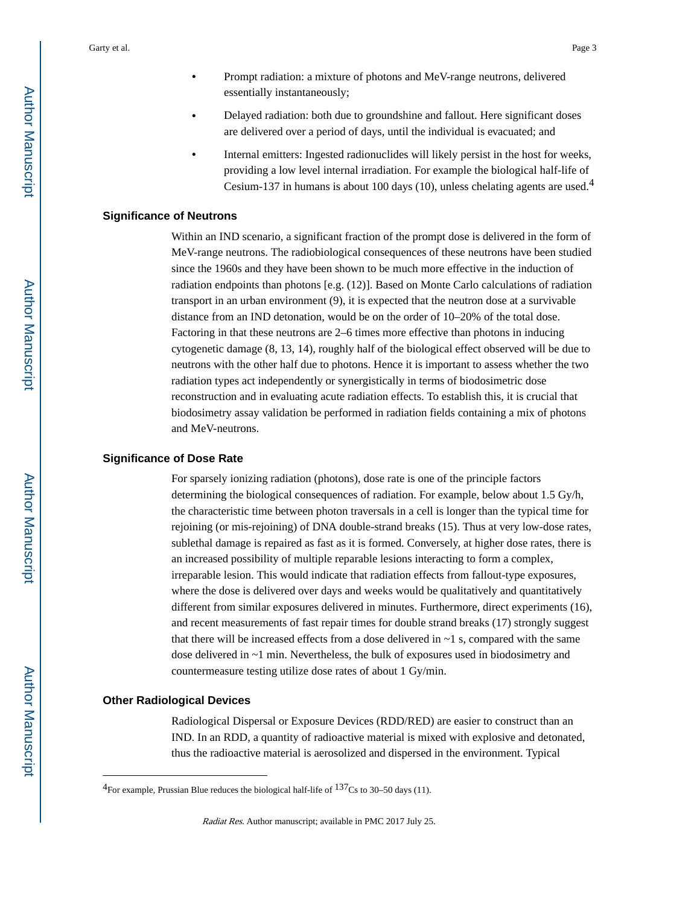- Prompt radiation: a mixture of photons and MeV-range neutrons, delivered essentially instantaneously;
- Delayed radiation: both due to groundshine and fallout. Here significant doses are delivered over a period of days, until the individual is evacuated; and
- Internal emitters: Ingested radionuclides will likely persist in the host for weeks, providing a low level internal irradiation. For example the biological half-life of Cesium-137 in humans is about 100 days (10), unless chelating agents are used.[4]

### Significance of Neutrons

Within an IND scenario, a significant fraction of the prompt dose is delivered in the form of MeV-range neutrons. The radiobiological consequences of these neutrons have been studied since the 1960s and they have been shown to be much more effective in the induction of radiation endpoints than photons [e.g. (12)]. Based on Monte Carlo calculations of radiation transport in an urban environment (9), it is expected that the neutron dose at a survivable distance from an IND detonation, would be on the order of 10–20% of the total dose. Factoring in that these neutrons are 2–6 times more effective than photons in inducing cytogenetic damage (8, 13, 14), roughly half of the biological effect observed will be due to neutrons with the other half due to photons. Hence it is important to assess whether the two radiation types act independently or synergistically in terms of biodosimetric dose reconstruction and in evaluating acute radiation effects. To establish this, it is crucial that biodosimetry assay validation be performed in radiation fields containing a mix of photons and MeV-neutrons.

### Significance of Dose Rate

For sparsely ionizing radiation (photons), dose rate is one of the principle factors determining the biological consequences of radiation. For example, below about 1.5 Gy/h, the characteristic time between photon traversals in a cell is longer than the typical time for rejoining (or mis-rejoining) of DNA double-strand breaks (15). Thus at very low-dose rates, sublethal damage is repaired as fast as it is formed. Conversely, at higher dose rates, there is an increased possibility of multiple reparable lesions interacting to form a complex, irreparable lesion. This would indicate that radiation effects from fallout-type exposures, where the dose is delivered over days and weeks would be qualitatively and quantitatively different from similar exposures delivered in minutes. Furthermore, direct experiments (16), and recent measurements of fast repair times for double strand breaks (17) strongly suggest that there will be increased effects from a dose delivered in ~1 s, compared with the same dose delivered in ~1 min. Nevertheless, the bulk of exposures used in biodosimetry and countermeasure testing utilize dose rates of about 1 Gy/min.

### Other Radiological Devices

Radiological Dispersal or Exposure Devices (RDD/RED) are easier to construct than an IND. In an RDD, a quantity of radioactive material is mixed with explosive and detonated, thus the radioactive material is aerosolized and dispersed in the environment. Typical

---

[4]For example, Prussian Blue reduces the biological half-life of $^{137}$Cs to 30–50 days (11).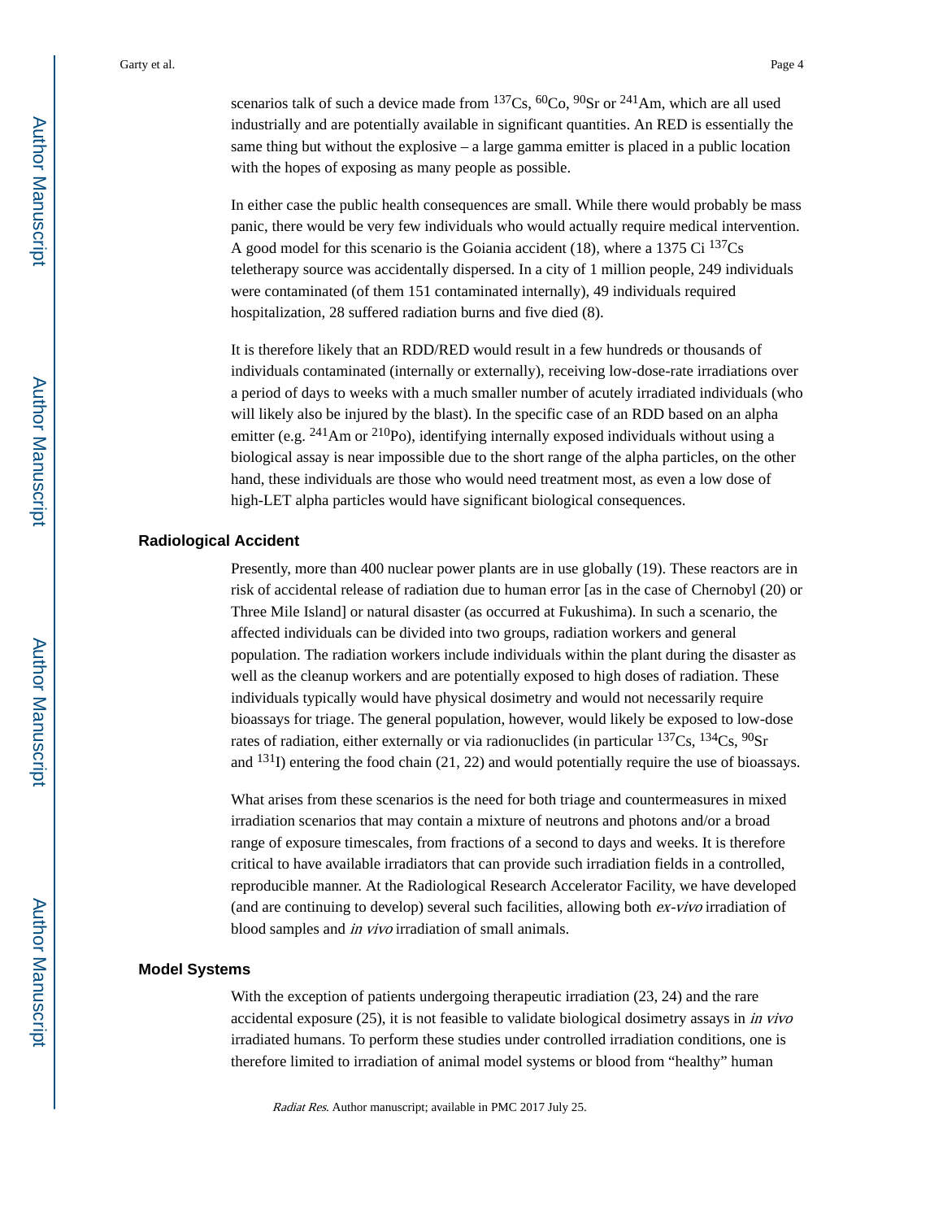scenarios talk of such a device made from $^{137}Cs$, $^{60}Co$, $^{90}Sr$ or $^{241}Am$, which are all used industrially and are potentially available in significant quantities. An RED is essentially the same thing but without the explosive – a large gamma emitter is placed in a public location with the hopes of exposing as many people as possible.

In either case the public health consequences are small. While there would probably be mass panic, there would be very few individuals who would actually require medical intervention. A good model for this scenario is the Goiania accident (18), where a 1375 Ci $^{137}Cs$ teletherapy source was accidentally dispersed. In a city of 1 million people, 249 individuals were contaminated (of them 151 contaminated internally), 49 individuals required hospitalization, 28 suffered radiation burns and five died (8).

It is therefore likely that an RDD/RED would result in a few hundreds or thousands of individuals contaminated (internally or externally), receiving low-dose-rate irradiations over a period of days to weeks with a much smaller number of acutely irradiated individuals (who will likely also be injured by the blast). In the specific case of an RDD based on an alpha emitter (e.g. $^{241}Am$ or $^{210}Po$), identifying internally exposed individuals without using a biological assay is near impossible due to the short range of the alpha particles, on the other hand, these individuals are those who would need treatment most, as even a low dose of high-LET alpha particles would have significant biological consequences.

### Radiological Accident

Presently, more than 400 nuclear power plants are in use globally (19). These reactors are in risk of accidental release of radiation due to human error [as in the case of Chernobyl (20) or Three Mile Island] or natural disaster (as occurred at Fukushima). In such a scenario, the affected individuals can be divided into two groups, radiation workers and general population. The radiation workers include individuals within the plant during the disaster as well as the cleanup workers and are potentially exposed to high doses of radiation. These individuals typically would have physical dosimetry and would not necessarily require bioassays for triage. The general population, however, would likely be exposed to low-dose rates of radiation, either externally or via radionuclides (in particular $^{137}Cs$, $^{134}Cs$, $^{90}Sr$ and $^{131}I$) entering the food chain (21, 22) and would potentially require the use of bioassays.

What arises from these scenarios is the need for both triage and countermeasures in mixed irradiation scenarios that may contain a mixture of neutrons and photons and/or a broad range of exposure timescales, from fractions of a second to days and weeks. It is therefore critical to have available irradiators that can provide such irradiation fields in a controlled, reproducible manner. At the Radiological Research Accelerator Facility, we have developed (and are continuing to develop) several such facilities, allowing both *ex-vivo* irradiation of blood samples and *in vivo* irradiation of small animals.

### Model Systems

With the exception of patients undergoing therapeutic irradiation (23, 24) and the rare accidental exposure (25), it is not feasible to validate biological dosimetry assays in *in vivo* irradiated humans. To perform these studies under controlled irradiation conditions, one is therefore limited to irradiation of animal model systems or blood from "healthy" human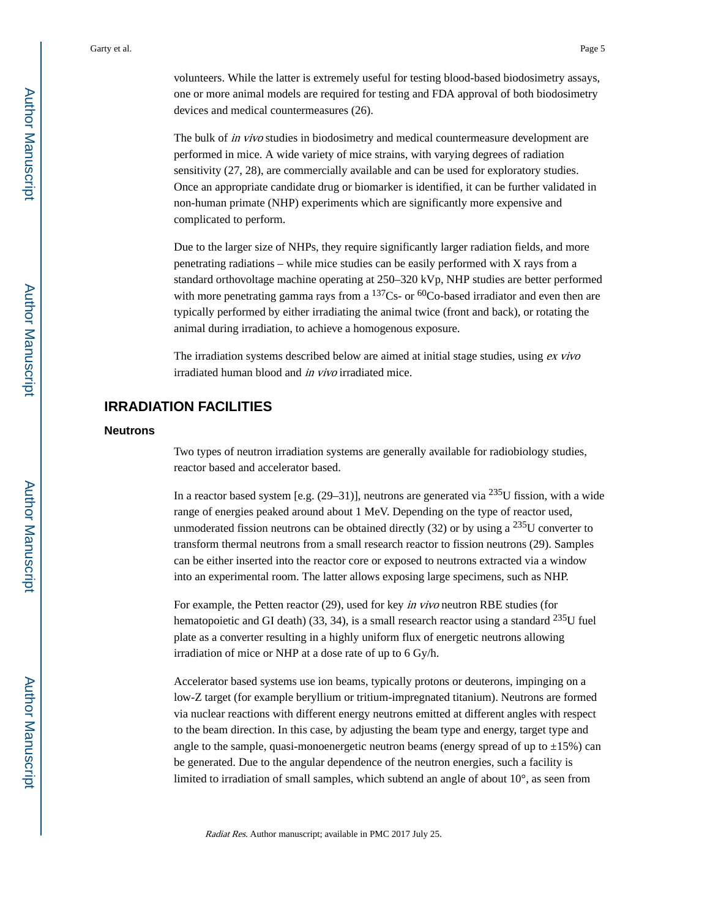volunteers. While the latter is extremely useful for testing blood-based biodosimetry assays, one or more animal models are required for testing and FDA approval of both biodosimetry devices and medical countermeasures (26).

The bulk of *in vivo* studies in biodosimetry and medical countermeasure development are performed in mice. A wide variety of mice strains, with varying degrees of radiation sensitivity (27, 28), are commercially available and can be used for exploratory studies. Once an appropriate candidate drug or biomarker is identified, it can be further validated in non-human primate (NHP) experiments which are significantly more expensive and complicated to perform.

Due to the larger size of NHPs, they require significantly larger radiation fields, and more penetrating radiations – while mice studies can be easily performed with X rays from a standard orthovoltage machine operating at 250–320 kVp, NHP studies are better performed with more penetrating gamma rays from a $^{137}$Cs- or $^{60}$Co-based irradiator and even then are typically performed by either irradiating the animal twice (front and back), or rotating the animal during irradiation, to achieve a homogenous exposure.

The irradiation systems described below are aimed at initial stage studies, using *ex vivo* irradiated human blood and *in vivo* irradiated mice.

# IRRADIATION FACILITIES

## Neutrons

Two types of neutron irradiation systems are generally available for radiobiology studies, reactor based and accelerator based.

In a reactor based system [e.g. (29–31)], neutrons are generated via $^{235}$U fission, with a wide range of energies peaked around about 1 MeV. Depending on the type of reactor used, unmoderated fission neutrons can be obtained directly (32) or by using a $^{235}$U converter to transform thermal neutrons from a small research reactor to fission neutrons (29). Samples can be either inserted into the reactor core or exposed to neutrons extracted via a window into an experimental room. The latter allows exposing large specimens, such as NHP.

For example, the Petten reactor (29), used for key *in vivo* neutron RBE studies (for hematopoietic and GI death) (33, 34), is a small research reactor using a standard $^{235}$U fuel plate as a converter resulting in a highly uniform flux of energetic neutrons allowing irradiation of mice or NHP at a dose rate of up to 6 Gy/h.

Accelerator based systems use ion beams, typically protons or deuterons, impinging on a low-Z target (for example beryllium or tritium-impregnated titanium). Neutrons are formed via nuclear reactions with different energy neutrons emitted at different angles with respect to the beam direction. In this case, by adjusting the beam type and energy, target type and angle to the sample, quasi-monoenergetic neutron beams (energy spread of up to ±15%) can be generated. Due to the angular dependence of the neutron energies, such a facility is limited to irradiation of small samples, which subtend an angle of about 10°, as seen from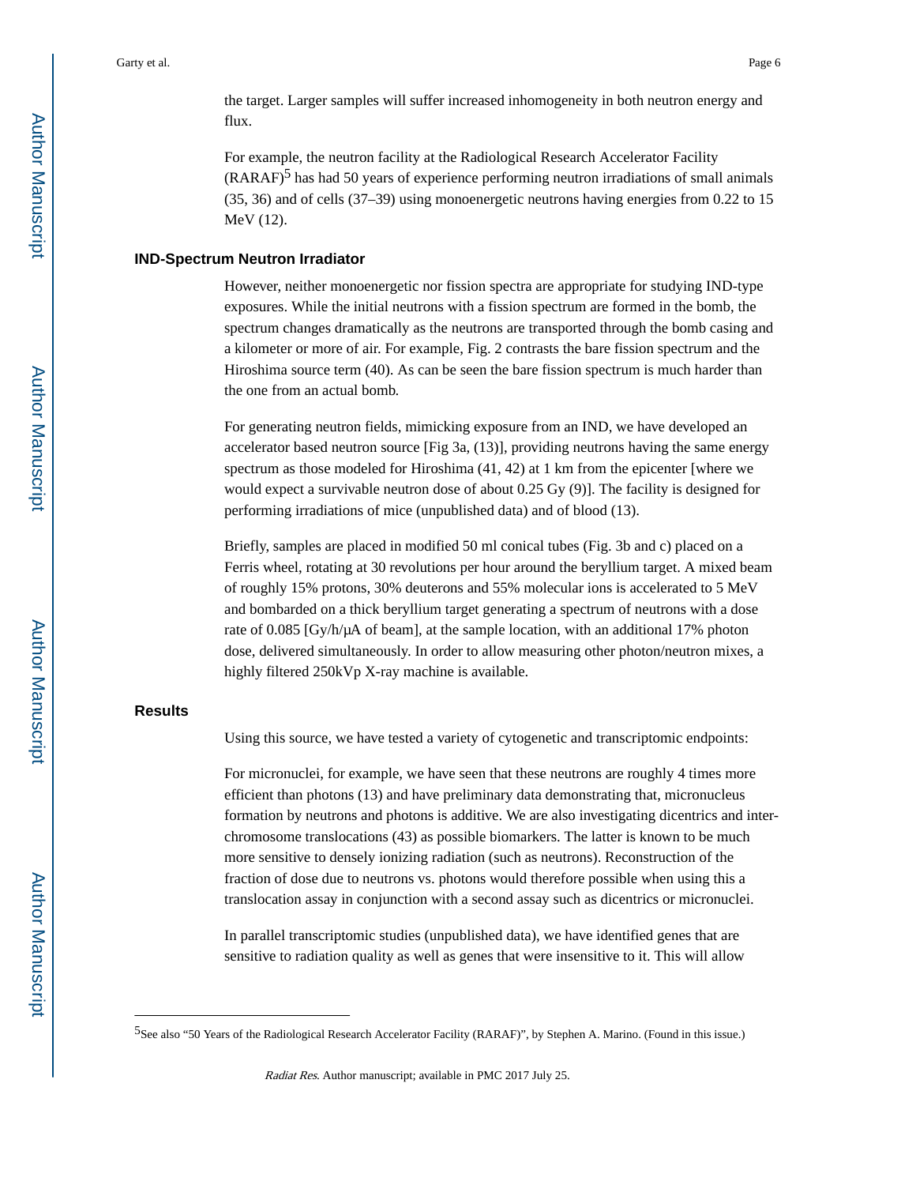the target. Larger samples will suffer increased inhomogeneity in both neutron energy and flux.

For example, the neutron facility at the Radiological Research Accelerator Facility (RARAF)[5] has had 50 years of experience performing neutron irradiations of small animals (35, 36) and of cells (37–39) using monoenergetic neutrons having energies from 0.22 to 15 MeV (12).

## IND-Spectrum Neutron Irradiator

However, neither monoenergetic nor fission spectra are appropriate for studying IND-type exposures. While the initial neutrons with a fission spectrum are formed in the bomb, the spectrum changes dramatically as the neutrons are transported through the bomb casing and a kilometer or more of air. For example, Fig. 2 contrasts the bare fission spectrum and the Hiroshima source term (40). As can be seen the bare fission spectrum is much harder than the one from an actual bomb.

For generating neutron fields, mimicking exposure from an IND, we have developed an accelerator based neutron source [Fig 3a, (13)], providing neutrons having the same energy spectrum as those modeled for Hiroshima (41, 42) at 1 km from the epicenter [where we would expect a survivable neutron dose of about 0.25 Gy (9)]. The facility is designed for performing irradiations of mice (unpublished data) and of blood (13).

Briefly, samples are placed in modified 50 ml conical tubes (Fig. 3b and c) placed on a Ferris wheel, rotating at 30 revolutions per hour around the beryllium target. A mixed beam of roughly 15% protons, 30% deuterons and 55% molecular ions is accelerated to 5 MeV and bombarded on a thick beryllium target generating a spectrum of neutrons with a dose rate of 0.085 [Gy/h/μA of beam], at the sample location, with an additional 17% photon dose, delivered simultaneously. In order to allow measuring other photon/neutron mixes, a highly filtered 250kVp X-ray machine is available.

## Results

Using this source, we have tested a variety of cytogenetic and transcriptomic endpoints:

For micronuclei, for example, we have seen that these neutrons are roughly 4 times more efficient than photons (13) and have preliminary data demonstrating that, micronucleus formation by neutrons and photons is additive. We are also investigating dicentrics and inter-chromosome translocations (43) as possible biomarkers. The latter is known to be much more sensitive to densely ionizing radiation (such as neutrons). Reconstruction of the fraction of dose due to neutrons vs. photons would therefore possible when using this a translocation assay in conjunction with a second assay such as dicentrics or micronuclei.

In parallel transcriptomic studies (unpublished data), we have identified genes that are sensitive to radiation quality as well as genes that were insensitive to it. This will allow

[5]See also "50 Years of the Radiological Research Accelerator Facility (RARAF)", by Stephen A. Marino. (Found in this issue.)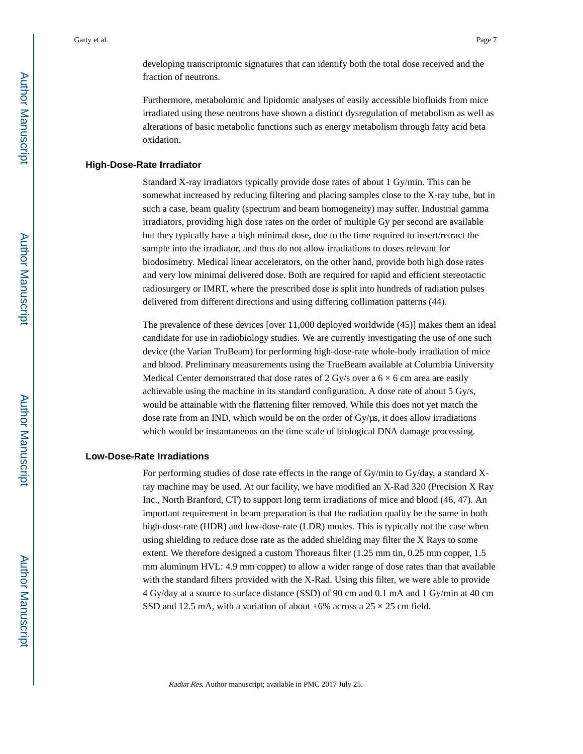developing transcriptomic signatures that can identify both the total dose received and the fraction of neutrons.

Furthermore, metabolomic and lipidomic analyses of easily accessible biofluids from mice irradiated using these neutrons have shown a distinct dysregulation of metabolism as well as alterations of basic metabolic functions such as energy metabolism through fatty acid beta oxidation.

## High-Dose-Rate Irradiator

Standard X-ray irradiators typically provide dose rates of about 1 Gy/min. This can be somewhat increased by reducing filtering and placing samples close to the X-ray tube, but in such a case, beam quality (spectrum and beam homogeneity) may suffer. Industrial gamma irradiators, providing high dose rates on the order of multiple Gy per second are available but they typically have a high minimal dose, due to the time required to insert/retract the sample into the irradiator, and thus do not allow irradiations to doses relevant for biodosimetry. Medical linear accelerators, on the other hand, provide both high dose rates and very low minimal delivered dose. Both are required for rapid and efficient stereotactic radiosurgery or IMRT, where the prescribed dose is split into hundreds of radiation pulses delivered from different directions and using differing collimation patterns (44).

The prevalence of these devices [over 11,000 deployed worldwide (45)] makes them an ideal candidate for use in radiobiology studies. We are currently investigating the use of one such device (the Varian TruBeam) for performing high-dose-rate whole-body irradiation of mice and blood. Preliminary measurements using the TrueBeam available at Columbia University Medical Center demonstrated that dose rates of 2 Gy/s over a 6 × 6 cm area are easily achievable using the machine in its standard configuration. A dose rate of about 5 Gy/s, would be attainable with the flattening filter removed. While this does not yet match the dose rate from an IND, which would be on the order of Gy/μs, it does allow irradiations which would be instantaneous on the time scale of biological DNA damage processing.

## Low-Dose-Rate Irradiations

For performing studies of dose rate effects in the range of Gy/min to Gy/day, a standard X-ray machine may be used. At our facility, we have modified an X-Rad 320 (Precision X Ray Inc., North Branford, CT) to support long term irradiations of mice and blood (46, 47). An important requirement in beam preparation is that the radiation quality be the same in both high-dose-rate (HDR) and low-dose-rate (LDR) modes. This is typically not the case when using shielding to reduce dose rate as the added shielding may filter the X Rays to some extent. We therefore designed a custom Thoreaus filter (1.25 mm tin, 0.25 mm copper, 1.5 mm aluminum HVL: 4.9 mm copper) to allow a wider range of dose rates than that available with the standard filters provided with the X-Rad. Using this filter, we were able to provide 4 Gy/day at a source to surface distance (SSD) of 90 cm and 0.1 mA and 1 Gy/min at 40 cm SSD and 12.5 mA, with a variation of about ±6% across a 25 × 25 cm field.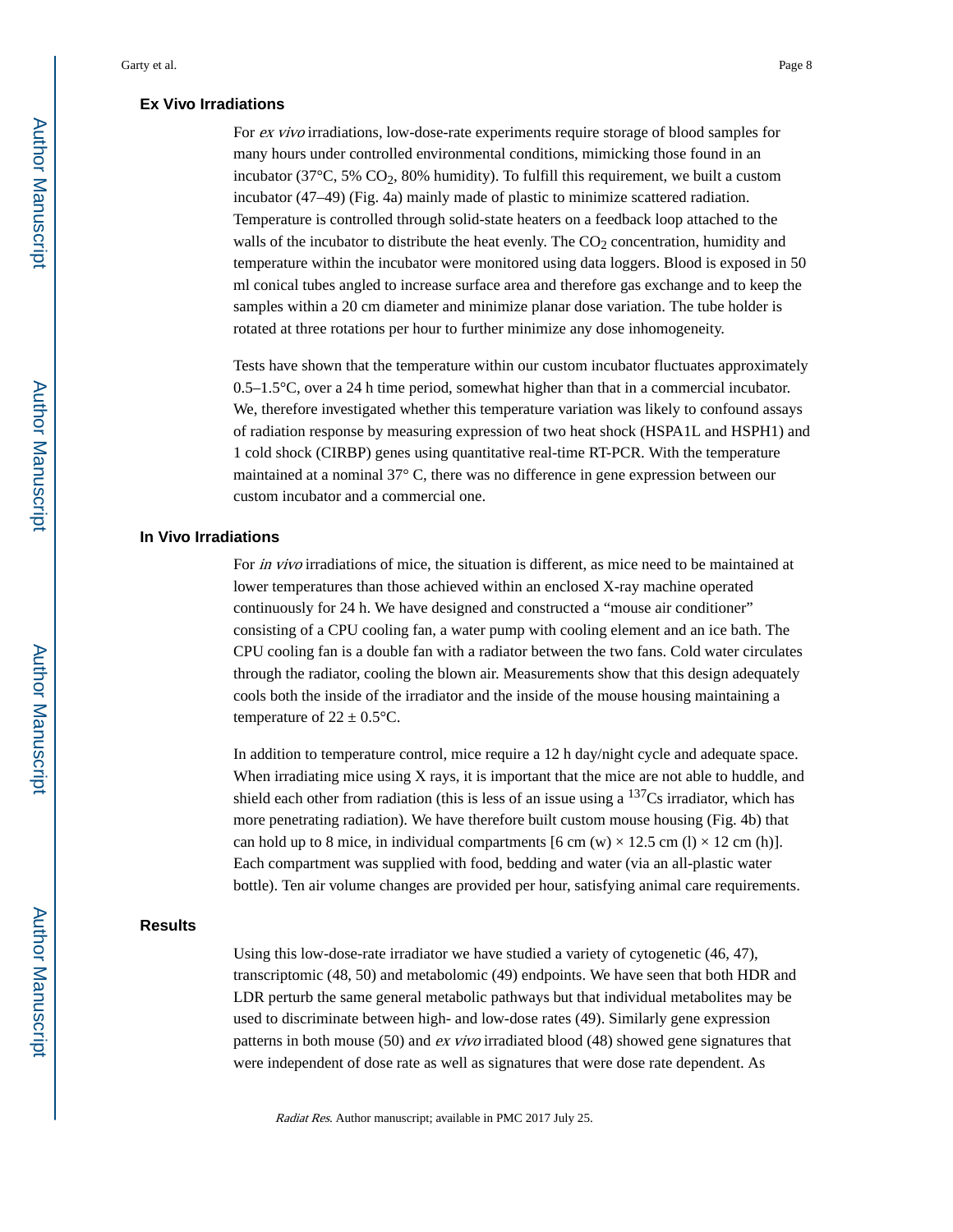## Ex Vivo Irradiations

For *ex vivo* irradiations, low-dose-rate experiments require storage of blood samples for many hours under controlled environmental conditions, mimicking those found in an incubator (37°C, 5% $CO_2$, 80% humidity). To fulfill this requirement, we built a custom incubator (47–49) (Fig. 4a) mainly made of plastic to minimize scattered radiation. Temperature is controlled through solid-state heaters on a feedback loop attached to the walls of the incubator to distribute the heat evenly. The $CO_2$ concentration, humidity and temperature within the incubator were monitored using data loggers. Blood is exposed in 50 ml conical tubes angled to increase surface area and therefore gas exchange and to keep the samples within a 20 cm diameter and minimize planar dose variation. The tube holder is rotated at three rotations per hour to further minimize any dose inhomogeneity.

Tests have shown that the temperature within our custom incubator fluctuates approximately 0.5–1.5°C, over a 24 h time period, somewhat higher than that in a commercial incubator. We, therefore investigated whether this temperature variation was likely to confound assays of radiation response by measuring expression of two heat shock (HSPA1L and HSPH1) and 1 cold shock (CIRBP) genes using quantitative real-time RT-PCR. With the temperature maintained at a nominal 37° C, there was no difference in gene expression between our custom incubator and a commercial one.

## In Vivo Irradiations

For *in vivo* irradiations of mice, the situation is different, as mice need to be maintained at lower temperatures than those achieved within an enclosed X-ray machine operated continuously for 24 h. We have designed and constructed a "mouse air conditioner" consisting of a CPU cooling fan, a water pump with cooling element and an ice bath. The CPU cooling fan is a double fan with a radiator between the two fans. Cold water circulates through the radiator, cooling the blown air. Measurements show that this design adequately cools both the inside of the irradiator and the inside of the mouse housing maintaining a temperature of 22 ± 0.5°C.

In addition to temperature control, mice require a 12 h day/night cycle and adequate space. When irradiating mice using X rays, it is important that the mice are not able to huddle, and shield each other from radiation (this is less of an issue using a $^{137}$Cs irradiator, which has more penetrating radiation). We have therefore built custom mouse housing (Fig. 4b) that can hold up to 8 mice, in individual compartments [6 cm (w) × 12.5 cm (l) × 12 cm (h)]. Each compartment was supplied with food, bedding and water (via an all-plastic water bottle). Ten air volume changes are provided per hour, satisfying animal care requirements.

## Results

Using this low-dose-rate irradiator we have studied a variety of cytogenetic (46, 47), transcriptomic (48, 50) and metabolomic (49) endpoints. We have seen that both HDR and LDR perturb the same general metabolic pathways but that individual metabolites may be used to discriminate between high- and low-dose rates (49). Similarly gene expression patterns in both mouse (50) and *ex vivo* irradiated blood (48) showed gene signatures that were independent of dose rate as well as signatures that were dose rate dependent. As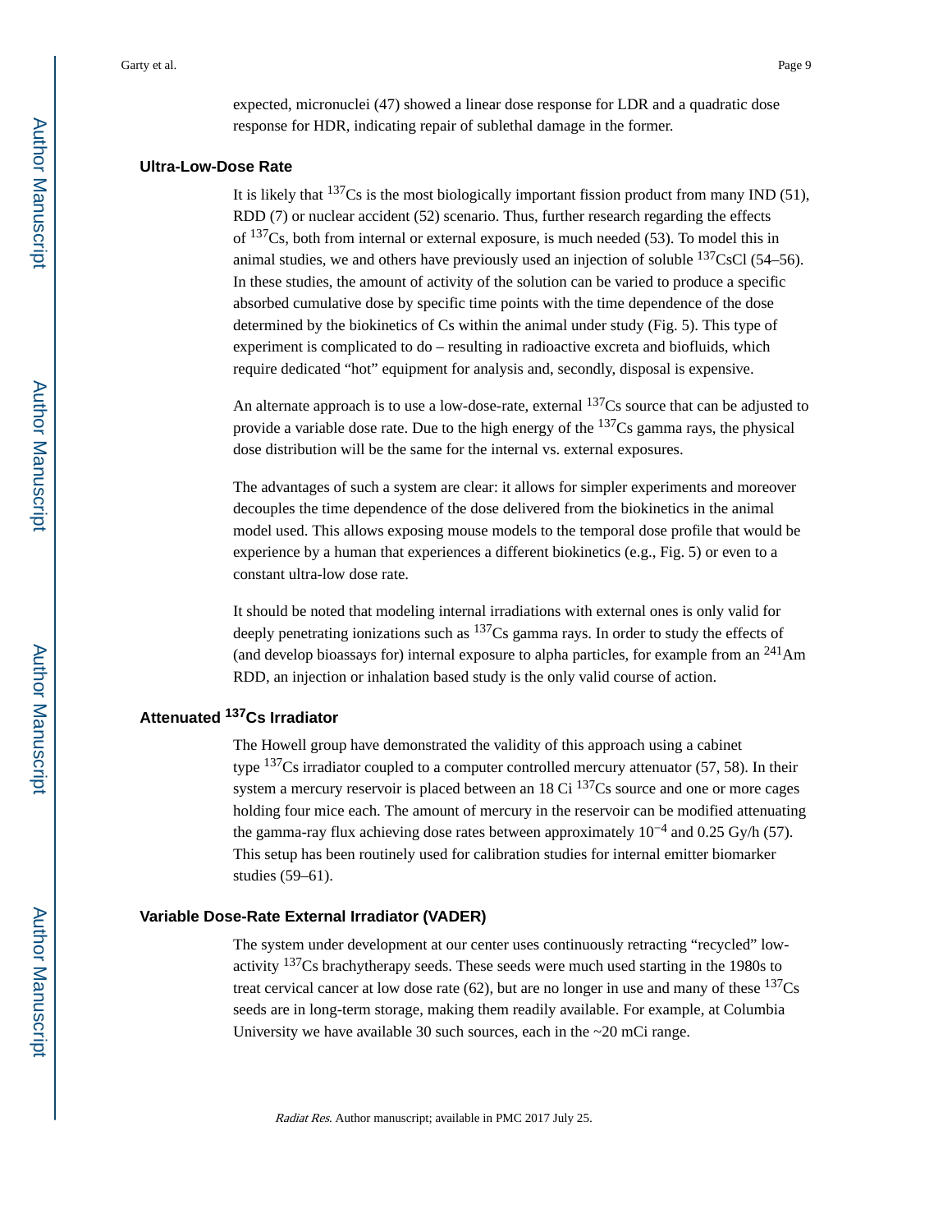expected, micronuclei (47) showed a linear dose response for LDR and a quadratic dose response for HDR, indicating repair of sublethal damage in the former.

### Ultra-Low-Dose Rate

It is likely that $^{137}$Cs is the most biologically important fission product from many IND (51), RDD (7) or nuclear accident (52) scenario. Thus, further research regarding the effects of $^{137}$Cs, both from internal or external exposure, is much needed (53). To model this in animal studies, we and others have previously used an injection of soluble $^{137}$CsCl (54–56). In these studies, the amount of activity of the solution can be varied to produce a specific absorbed cumulative dose by specific time points with the time dependence of the dose determined by the biokinetics of Cs within the animal under study (Fig. 5). This type of experiment is complicated to do – resulting in radioactive excreta and biofluids, which require dedicated "hot" equipment for analysis and, secondly, disposal is expensive.

An alternate approach is to use a low-dose-rate, external $^{137}$Cs source that can be adjusted to provide a variable dose rate. Due to the high energy of the $^{137}$Cs gamma rays, the physical dose distribution will be the same for the internal vs. external exposures.

The advantages of such a system are clear: it allows for simpler experiments and moreover decouples the time dependence of the dose delivered from the biokinetics in the animal model used. This allows exposing mouse models to the temporal dose profile that would be experience by a human that experiences a different biokinetics (e.g., Fig. 5) or even to a constant ultra-low dose rate.

It should be noted that modeling internal irradiations with external ones is only valid for deeply penetrating ionizations such as $^{137}$Cs gamma rays. In order to study the effects of (and develop bioassays for) internal exposure to alpha particles, for example from an $^{241}$Am RDD, an injection or inhalation based study is the only valid course of action.

### Attenuated $^{137}$Cs Irradiator

The Howell group have demonstrated the validity of this approach using a cabinet type $^{137}$Cs irradiator coupled to a computer controlled mercury attenuator (57, 58). In their system a mercury reservoir is placed between an 18 Ci $^{137}$Cs source and one or more cages holding four mice each. The amount of mercury in the reservoir can be modified attenuating the gamma-ray flux achieving dose rates between approximately $10^{-4}$ and 0.25 Gy/h (57). This setup has been routinely used for calibration studies for internal emitter biomarker studies (59–61).

### Variable Dose-Rate External Irradiator (VADER)

The system under development at our center uses continuously retracting "recycled" low-activity $^{137}$Cs brachytherapy seeds. These seeds were much used starting in the 1980s to treat cervical cancer at low dose rate (62), but are no longer in use and many of these $^{137}$Cs seeds are in long-term storage, making them readily available. For example, at Columbia University we have available 30 such sources, each in the ~20 mCi range.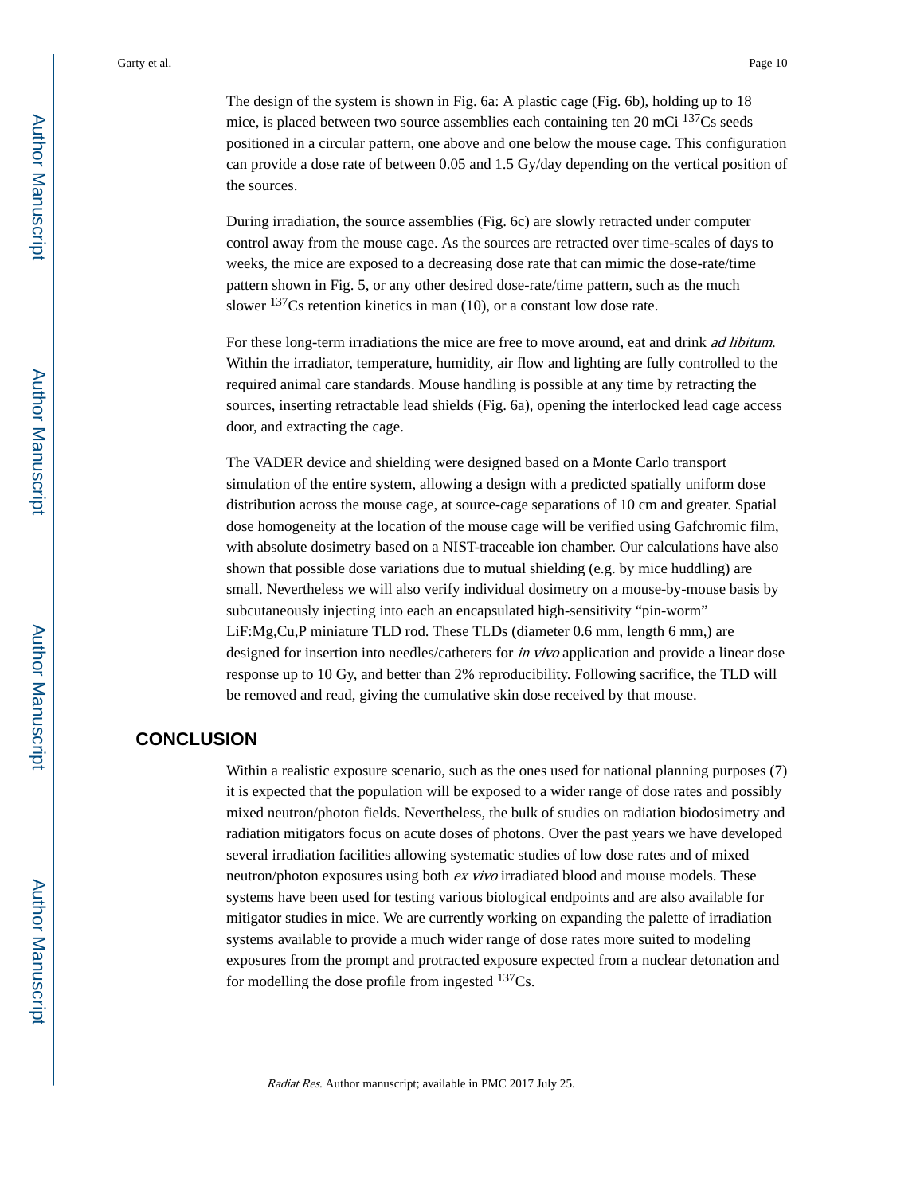The design of the system is shown in Fig. 6a: A plastic cage (Fig. 6b), holding up to 18 mice, is placed between two source assemblies each containing ten 20 mCi $^{137}$Cs seeds positioned in a circular pattern, one above and one below the mouse cage. This configuration can provide a dose rate of between 0.05 and 1.5 Gy/day depending on the vertical position of the sources.

During irradiation, the source assemblies (Fig. 6c) are slowly retracted under computer control away from the mouse cage. As the sources are retracted over time-scales of days to weeks, the mice are exposed to a decreasing dose rate that can mimic the dose-rate/time pattern shown in Fig. 5, or any other desired dose-rate/time pattern, such as the much slower $^{137}$Cs retention kinetics in man (10), or a constant low dose rate.

For these long-term irradiations the mice are free to move around, eat and drink *ad libitum*. Within the irradiator, temperature, humidity, air flow and lighting are fully controlled to the required animal care standards. Mouse handling is possible at any time by retracting the sources, inserting retractable lead shields (Fig. 6a), opening the interlocked lead cage access door, and extracting the cage.

The VADER device and shielding were designed based on a Monte Carlo transport simulation of the entire system, allowing a design with a predicted spatially uniform dose distribution across the mouse cage, at source-cage separations of 10 cm and greater. Spatial dose homogeneity at the location of the mouse cage will be verified using Gafchromic film, with absolute dosimetry based on a NIST-traceable ion chamber. Our calculations have also shown that possible dose variations due to mutual shielding (e.g. by mice huddling) are small. Nevertheless we will also verify individual dosimetry on a mouse-by-mouse basis by subcutaneously injecting into each an encapsulated high-sensitivity "pin-worm" LiF:Mg,Cu,P miniature TLD rod. These TLDs (diameter 0.6 mm, length 6 mm,) are designed for insertion into needles/catheters for *in vivo* application and provide a linear dose response up to 10 Gy, and better than 2% reproducibility. Following sacrifice, the TLD will be removed and read, giving the cumulative skin dose received by that mouse.

## CONCLUSION

Within a realistic exposure scenario, such as the ones used for national planning purposes (7) it is expected that the population will be exposed to a wider range of dose rates and possibly mixed neutron/photon fields. Nevertheless, the bulk of studies on radiation biodosimetry and radiation mitigators focus on acute doses of photons. Over the past years we have developed several irradiation facilities allowing systematic studies of low dose rates and of mixed neutron/photon exposures using both *ex vivo* irradiated blood and mouse models. These systems have been used for testing various biological endpoints and are also available for mitigator studies in mice. We are currently working on expanding the palette of irradiation systems available to provide a much wider range of dose rates more suited to modeling exposures from the prompt and protracted exposure expected from a nuclear detonation and for modelling the dose profile from ingested $^{137}$Cs.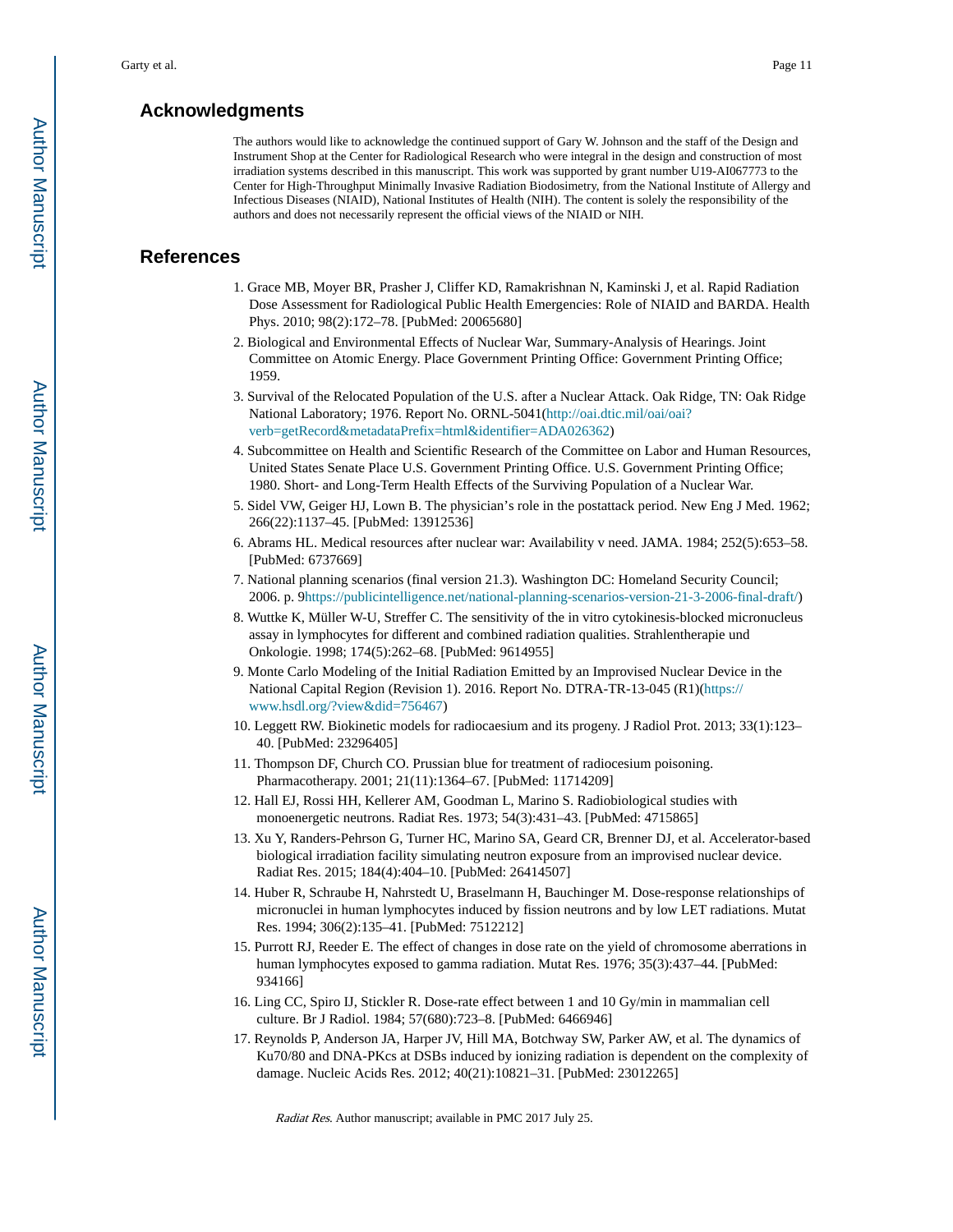## Acknowledgments

The authors would like to acknowledge the continued support of Gary W. Johnson and the staff of the Design and Instrument Shop at the Center for Radiological Research who were integral in the design and construction of most irradiation systems described in this manuscript. This work was supported by grant number U19-AI067773 to the Center for High-Throughput Minimally Invasive Radiation Biodosimetry, from the National Institute of Allergy and Infectious Diseases (NIAID), National Institutes of Health (NIH). The content is solely the responsibility of the authors and does not necessarily represent the official views of the NIAID or NIH.

## References

1. Grace MB, Moyer BR, Prasher J, Cliffer KD, Ramakrishnan N, Kaminski J, et al. Rapid Radiation Dose Assessment for Radiological Public Health Emergencies: Role of NIAID and BARDA. Health Phys. 2010; 98(2):172–78. [PubMed: 20065680]
2. Biological and Environmental Effects of Nuclear War, Summary-Analysis of Hearings. Joint Committee on Atomic Energy. Place Government Printing Office: Government Printing Office; 1959.
3. Survival of the Relocated Population of the U.S. after a Nuclear Attack. Oak Ridge, TN: Oak Ridge National Laboratory; 1976. Report No. ORNL-5041(http://oai.dtic.mil/oai/oai?verb=getRecord&metadataPrefix=html&identifier=ADA026362)
4. Subcommittee on Health and Scientific Research of the Committee on Labor and Human Resources, United States Senate Place U.S. Government Printing Office. U.S. Government Printing Office; 1980. Short- and Long-Term Health Effects of the Surviving Population of a Nuclear War.
5. Sidel VW, Geiger HJ, Lown B. The physician's role in the postattack period. New Eng J Med. 1962; 266(22):1137–45. [PubMed: 13912536]
6. Abrams HL. Medical resources after nuclear war: Availability v need. JAMA. 1984; 252(5):653–58. [PubMed: 6737669]
7. National planning scenarios (final version 21.3). Washington DC: Homeland Security Council; 2006. p. 9https://publicintelligence.net/national-planning-scenarios-version-21-3-2006-final-draft/)
8. Wuttke K, Müller W-U, Streffer C. The sensitivity of the in vitro cytokinesis-blocked micronucleus assay in lymphocytes for different and combined radiation qualities. Strahlentherapie und Onkologie. 1998; 174(5):262–68. [PubMed: 9614955]
9. Monte Carlo Modeling of the Initial Radiation Emitted by an Improvised Nuclear Device in the National Capital Region (Revision 1). 2016. Report No. DTRA-TR-13-045 (R1)(https://www.hsdl.org/?view&did=756467)
10. Leggett RW. Biokinetic models for radiocaesium and its progeny. J Radiol Prot. 2013; 33(1):123–40. [PubMed: 23296405]
11. Thompson DF, Church CO. Prussian blue for treatment of radiocesium poisoning. Pharmacotherapy. 2001; 21(11):1364–67. [PubMed: 11714209]
12. Hall EJ, Rossi HH, Kellerer AM, Goodman L, Marino S. Radiobiological studies with monoenergetic neutrons. Radiat Res. 1973; 54(3):431–43. [PubMed: 4715865]
13. Xu Y, Randers-Pehrson G, Turner HC, Marino SA, Geard CR, Brenner DJ, et al. Accelerator-based biological irradiation facility simulating neutron exposure from an improvised nuclear device. Radiat Res. 2015; 184(4):404–10. [PubMed: 26414507]
14. Huber R, Schraube H, Nahrstedt U, Braselmann H, Bauchinger M. Dose-response relationships of micronuclei in human lymphocytes induced by fission neutrons and by low LET radiations. Mutat Res. 1994; 306(2):135–41. [PubMed: 7512212]
15. Purrott RJ, Reeder E. The effect of changes in dose rate on the yield of chromosome aberrations in human lymphocytes exposed to gamma radiation. Mutat Res. 1976; 35(3):437–44. [PubMed: 934166]
16. Ling CC, Spiro IJ, Stickler R. Dose-rate effect between 1 and 10 Gy/min in mammalian cell culture. Br J Radiol. 1984; 57(680):723–8. [PubMed: 6466946]
17. Reynolds P, Anderson JA, Harper JV, Hill MA, Botchway SW, Parker AW, et al. The dynamics of Ku70/80 and DNA-PKcs at DSBs induced by ionizing radiation is dependent on the complexity of damage. Nucleic Acids Res. 2012; 40(21):10821–31. [PubMed: 23012265]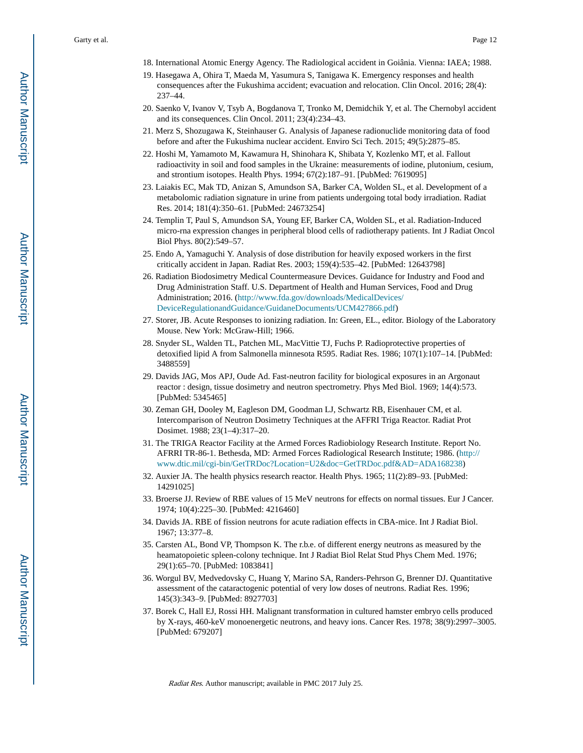18. International Atomic Energy Agency. The Radiological accident in Goiânia. Vienna: IAEA; 1988.
19. Hasegawa A, Ohira T, Maeda M, Yasumura S, Tanigawa K. Emergency responses and health consequences after the Fukushima accident; evacuation and relocation. Clin Oncol. 2016; 28(4):237–44.
20. Saenko V, Ivanov V, Tsyb A, Bogdanova T, Tronko M, Demidchik Y, et al. The Chernobyl accident and its consequences. Clin Oncol. 2011; 23(4):234–43.
21. Merz S, Shozugawa K, Steinhauser G. Analysis of Japanese radionuclide monitoring data of food before and after the Fukushima nuclear accident. Enviro Sci Tech. 2015; 49(5):2875–85.
22. Hoshi M, Yamamoto M, Kawamura H, Shinohara K, Shibata Y, Kozlenko MT, et al. Fallout radioactivity in soil and food samples in the Ukraine: measurements of iodine, plutonium, cesium, and strontium isotopes. Health Phys. 1994; 67(2):187–91. [PubMed: 7619095]
23. Laiakis EC, Mak TD, Anizan S, Amundson SA, Barker CA, Wolden SL, et al. Development of a metabolomic radiation signature in urine from patients undergoing total body irradiation. Radiat Res. 2014; 181(4):350–61. [PubMed: 24673254]
24. Templin T, Paul S, Amundson SA, Young EF, Barker CA, Wolden SL, et al. Radiation-Induced micro-rna expression changes in peripheral blood cells of radiotherapy patients. Int J Radiat Oncol Biol Phys. 80(2):549–57.
25. Endo A, Yamaguchi Y. Analysis of dose distribution for heavily exposed workers in the first critically accident in Japan. Radiat Res. 2003; 159(4):535–42. [PubMed: 12643798]
26. Radiation Biodosimetry Medical Countermeasure Devices. Guidance for Industry and Food and Drug Administration Staff. U.S. Department of Health and Human Services, Food and Drug Administration; 2016. (http://www.fda.gov/downloads/MedicalDevices/DeviceRegulationandGuidance/GuidaneDocuments/UCM427866.pdf)
27. Storer, JB. Acute Responses to ionizing radiation. In: Green, EL., editor. Biology of the Laboratory Mouse. New York: McGraw-Hill; 1966.
28. Snyder SL, Walden TL, Patchen ML, MacVittie TJ, Fuchs P. Radioprotective properties of detoxified lipid A from Salmonella minnesota R595. Radiat Res. 1986; 107(1):107–14. [PubMed: 3488559]
29. Davids JAG, Mos APJ, Oude Ad. Fast-neutron facility for biological exposures in an Argonaut reactor : design, tissue dosimetry and neutron spectrometry. Phys Med Biol. 1969; 14(4):573. [PubMed: 5345465]
30. Zeman GH, Dooley M, Eagleson DM, Goodman LJ, Schwartz RB, Eisenhauer CM, et al. Intercomparison of Neutron Dosimetry Techniques at the AFFRI Triga Reactor. Radiat Prot Dosimet. 1988; 23(1–4):317–20.
31. The TRIGA Reactor Facility at the Armed Forces Radiobiology Research Institute. Report No. AFRRI TR-86-1. Bethesda, MD: Armed Forces Radiological Research Institute; 1986. (http://www.dtic.mil/cgi-bin/GetTRDoc?Location=U2&doc=GetTRDoc.pdf&AD=ADA168238)
32. Auxier JA. The health physics research reactor. Health Phys. 1965; 11(2):89–93. [PubMed: 14291025]
33. Broerse JJ. Review of RBE values of 15 MeV neutrons for effects on normal tissues. Eur J Cancer. 1974; 10(4):225–30. [PubMed: 4216460]
34. Davids JA. RBE of fission neutrons for acute radiation effects in CBA-mice. Int J Radiat Biol. 1967; 13:377–8.
35. Carsten AL, Bond VP, Thompson K. The r.b.e. of different energy neutrons as measured by the heamatopoietic spleen-colony technique. Int J Radiat Biol Relat Stud Phys Chem Med. 1976; 29(1):65–70. [PubMed: 1083841]
36. Worgul BV, Medvedovsky C, Huang Y, Marino SA, Randers-Pehrson G, Brenner DJ. Quantitative assessment of the cataractogenic potential of very low doses of neutrons. Radiat Res. 1996; 145(3):343–9. [PubMed: 8927703]
37. Borek C, Hall EJ, Rossi HH. Malignant transformation in cultured hamster embryo cells produced by X-rays, 460-keV monoenergetic neutrons, and heavy ions. Cancer Res. 1978; 38(9):2997–3005. [PubMed: 679207]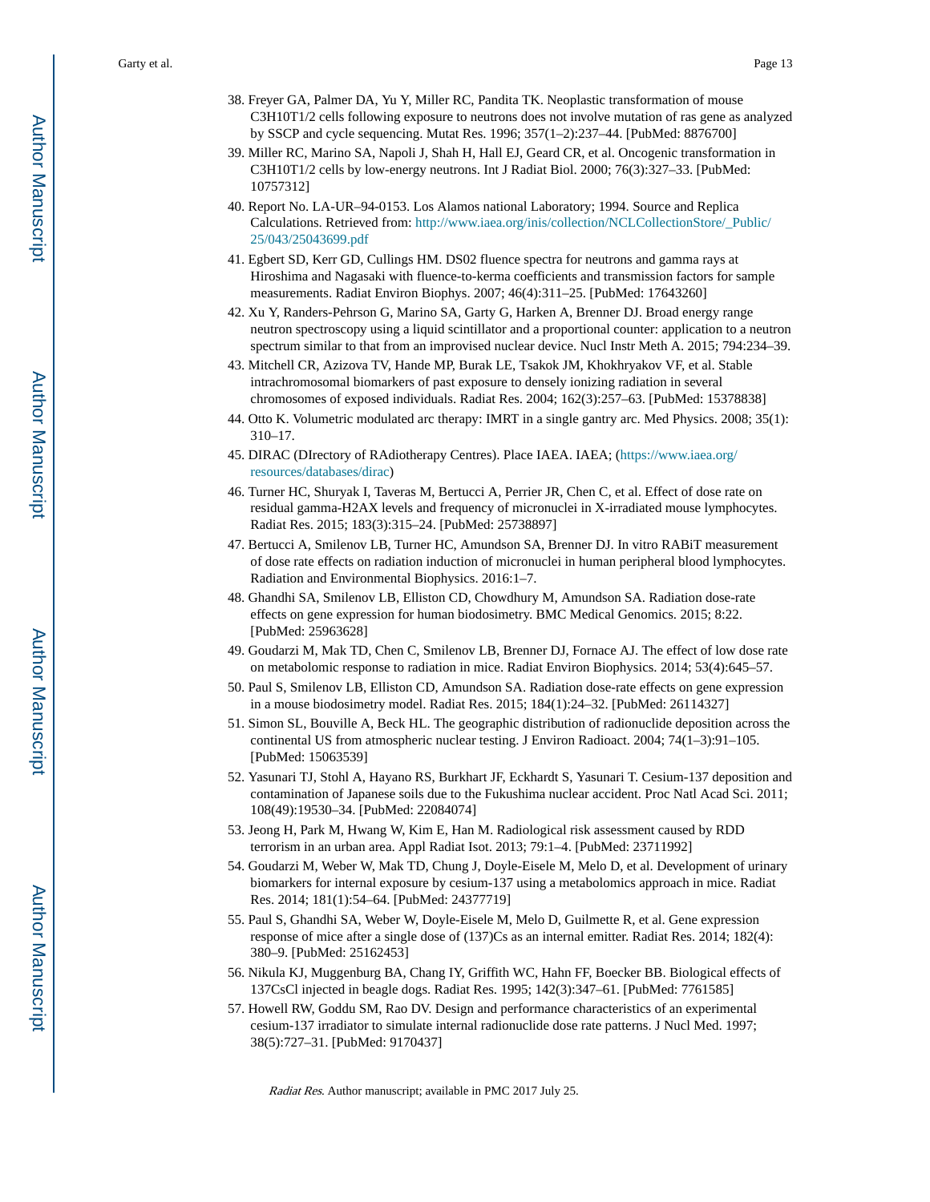38. Freyer GA, Palmer DA, Yu Y, Miller RC, Pandita TK. Neoplastic transformation of mouse C3H10T1/2 cells following exposure to neutrons does not involve mutation of ras gene as analyzed by SSCP and cycle sequencing. Mutat Res. 1996; 357(1–2):237–44. [PubMed: 8876700]
39. Miller RC, Marino SA, Napoli J, Shah H, Hall EJ, Geard CR, et al. Oncogenic transformation in C3H10T1/2 cells by low-energy neutrons. Int J Radiat Biol. 2000; 76(3):327–33. [PubMed: 10757312]
40. Report No. LA-UR–94-0153. Los Alamos national Laboratory; 1994. Source and Replica Calculations. Retrieved from: http://www.iaea.org/inis/collection/NCLCollectionStore/_Public/25/043/25043699.pdf
41. Egbert SD, Kerr GD, Cullings HM. DS02 fluence spectra for neutrons and gamma rays at Hiroshima and Nagasaki with fluence-to-kerma coefficients and transmission factors for sample measurements. Radiat Environ Biophys. 2007; 46(4):311–25. [PubMed: 17643260]
42. Xu Y, Randers-Pehrson G, Marino SA, Garty G, Harken A, Brenner DJ. Broad energy range neutron spectroscopy using a liquid scintillator and a proportional counter: application to a neutron spectrum similar to that from an improvised nuclear device. Nucl Instr Meth A. 2015; 794:234–39.
43. Mitchell CR, Azizova TV, Hande MP, Burak LE, Tsakok JM, Khokhryakov VF, et al. Stable intrachromosomal biomarkers of past exposure to densely ionizing radiation in several chromosomes of exposed individuals. Radiat Res. 2004; 162(3):257–63. [PubMed: 15378838]
44. Otto K. Volumetric modulated arc therapy: IMRT in a single gantry arc. Med Physics. 2008; 35(1): 310–17.
45. DIRAC (DIrectory of RAdiotherapy Centres). Place IAEA. IAEA; (https://www.iaea.org/resources/databases/dirac)
46. Turner HC, Shuryak I, Taveras M, Bertucci A, Perrier JR, Chen C, et al. Effect of dose rate on residual gamma-H2AX levels and frequency of micronuclei in X-irradiated mouse lymphocytes. Radiat Res. 2015; 183(3):315–24. [PubMed: 25738897]
47. Bertucci A, Smilenov LB, Turner HC, Amundson SA, Brenner DJ. In vitro RABiT measurement of dose rate effects on radiation induction of micronuclei in human peripheral blood lymphocytes. Radiation and Environmental Biophysics. 2016:1–7.
48. Ghandhi SA, Smilenov LB, Elliston CD, Chowdhury M, Amundson SA. Radiation dose-rate effects on gene expression for human biodosimetry. BMC Medical Genomics. 2015; 8:22. [PubMed: 25963628]
49. Goudarzi M, Mak TD, Chen C, Smilenov LB, Brenner DJ, Fornace AJ. The effect of low dose rate on metabolomic response to radiation in mice. Radiat Environ Biophysics. 2014; 53(4):645–57.
50. Paul S, Smilenov LB, Elliston CD, Amundson SA. Radiation dose-rate effects on gene expression in a mouse biodosimetry model. Radiat Res. 2015; 184(1):24–32. [PubMed: 26114327]
51. Simon SL, Bouville A, Beck HL. The geographic distribution of radionuclide deposition across the continental US from atmospheric nuclear testing. J Environ Radioact. 2004; 74(1–3):91–105. [PubMed: 15063539]
52. Yasunari TJ, Stohl A, Hayano RS, Burkhart JF, Eckhardt S, Yasunari T. Cesium-137 deposition and contamination of Japanese soils due to the Fukushima nuclear accident. Proc Natl Acad Sci. 2011; 108(49):19530–34. [PubMed: 22084074]
53. Jeong H, Park M, Hwang W, Kim E, Han M. Radiological risk assessment caused by RDD terrorism in an urban area. Appl Radiat Isot. 2013; 79:1–4. [PubMed: 23711992]
54. Goudarzi M, Weber W, Mak TD, Chung J, Doyle-Eisele M, Melo D, et al. Development of urinary biomarkers for internal exposure by cesium-137 using a metabolomics approach in mice. Radiat Res. 2014; 181(1):54–64. [PubMed: 24377719]
55. Paul S, Ghandhi SA, Weber W, Doyle-Eisele M, Melo D, Guilmette R, et al. Gene expression response of mice after a single dose of (137)Cs as an internal emitter. Radiat Res. 2014; 182(4): 380–9. [PubMed: 25162453]
56. Nikula KJ, Muggenburg BA, Chang IY, Griffith WC, Hahn FF, Boecker BB. Biological effects of 137CsCl injected in beagle dogs. Radiat Res. 1995; 142(3):347–61. [PubMed: 7761585]
57. Howell RW, Goddu SM, Rao DV. Design and performance characteristics of an experimental cesium-137 irradiator to simulate internal radionuclide dose rate patterns. J Nucl Med. 1997; 38(5):727–31. [PubMed: 9170437]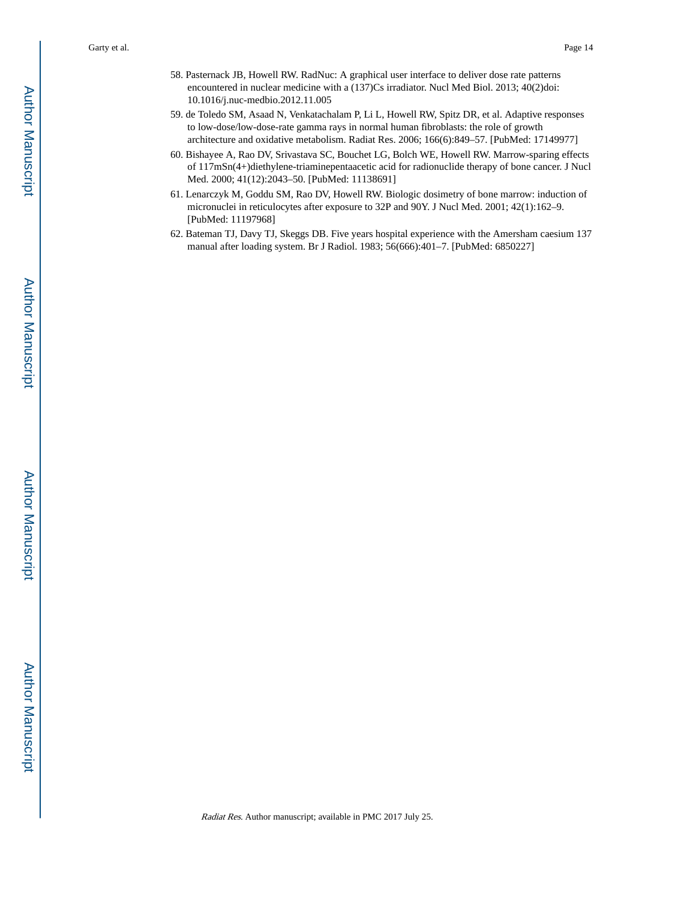58. Pasternack JB, Howell RW. RadNuc: A graphical user interface to deliver dose rate patterns encountered in nuclear medicine with a (137)Cs irradiator. Nucl Med Biol. 2013; 40(2)doi: 10.1016/j.nuc-medbio.2012.11.005
59. de Toledo SM, Asaad N, Venkatachalam P, Li L, Howell RW, Spitz DR, et al. Adaptive responses to low-dose/low-dose-rate gamma rays in normal human fibroblasts: the role of growth architecture and oxidative metabolism. Radiat Res. 2006; 166(6):849–57. [PubMed: 17149977]
60. Bishayee A, Rao DV, Srivastava SC, Bouchet LG, Bolch WE, Howell RW. Marrow-sparing effects of 117mSn(4+)diethylene-triaminepentaacetic acid for radionuclide therapy of bone cancer. J Nucl Med. 2000; 41(12):2043–50. [PubMed: 11138691]
61. Lenarczyk M, Goddu SM, Rao DV, Howell RW. Biologic dosimetry of bone marrow: induction of micronuclei in reticulocytes after exposure to 32P and 90Y. J Nucl Med. 2001; 42(1):162–9. [PubMed: 11197968]
62. Bateman TJ, Davy TJ, Skeggs DB. Five years hospital experience with the Amersham caesium 137 manual after loading system. Br J Radiol. 1983; 56(666):401–7. [PubMed: 6850227]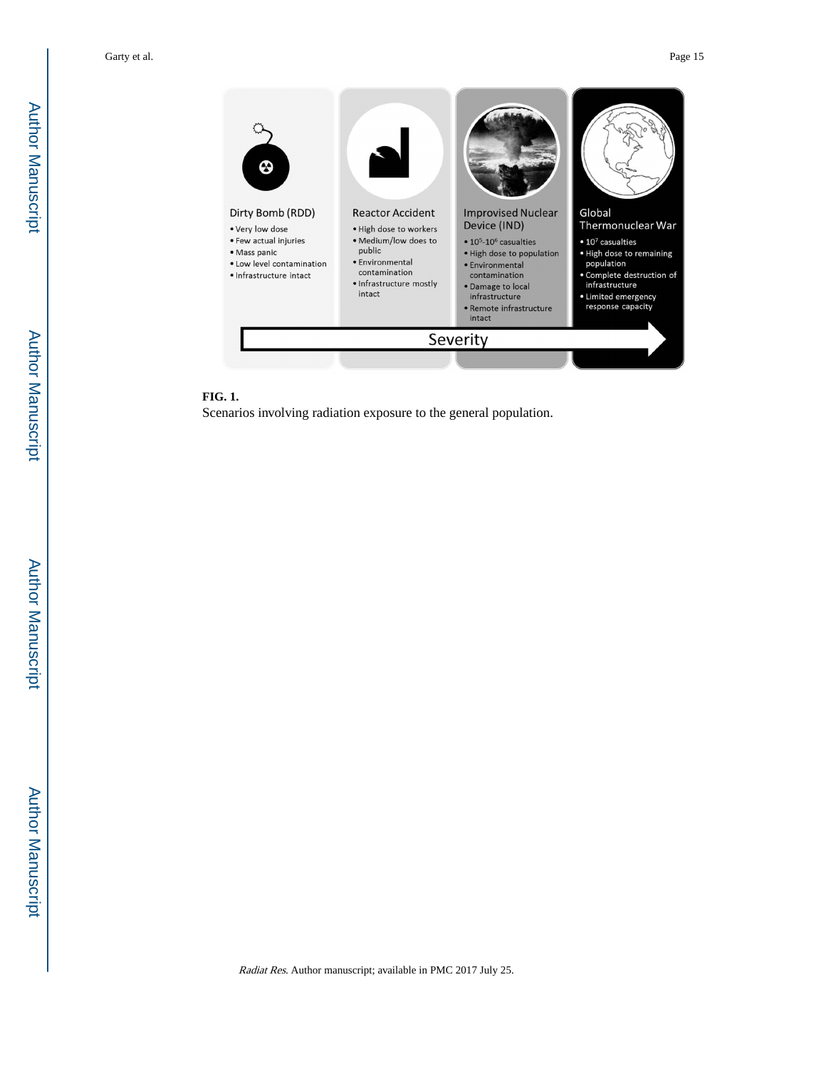**Dirty Bomb (RDD)**

- Very low dose
- Few actual injuries
- Mass panic
- Low level contamination
- Infrastructure intact

**Reactor Accident**

- High dose to workers
- Medium/low does to public
- Environmental contamination
- Infrastructure mostly intact

**Improvised Nuclear Device (IND)**

- $10^5$-$10^6$ casualties
- High dose to population
- Environmental contamination
- Damage to local infrastructure
- Remote infrastructure intact

**Global Thermonuclear War**

- $10^7$ casualties
- High dose to remaining population
- Complete destruction of infrastructure
- Limited emergency response capacity

Severity →

**FIG. 1.**

Scenarios involving radiation exposure to the general population.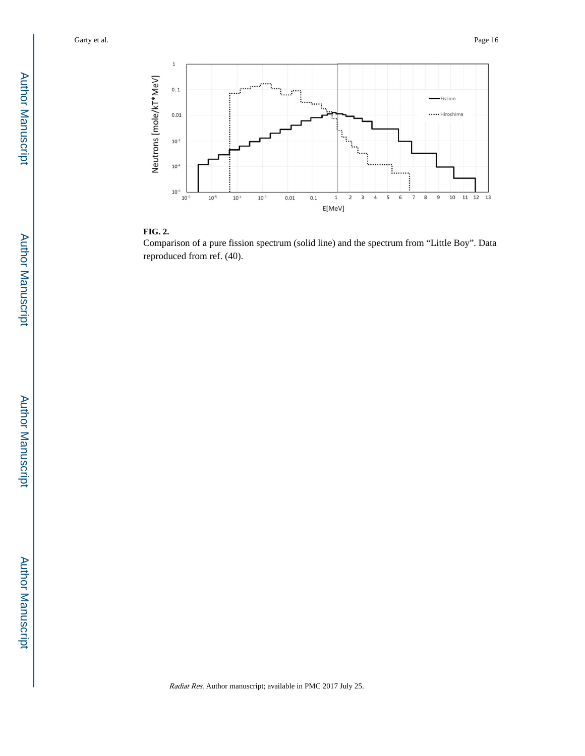**FIG. 2.**

Comparison of a pure fission spectrum (solid line) and the spectrum from “Little Boy”. Data reproduced from ref. (40).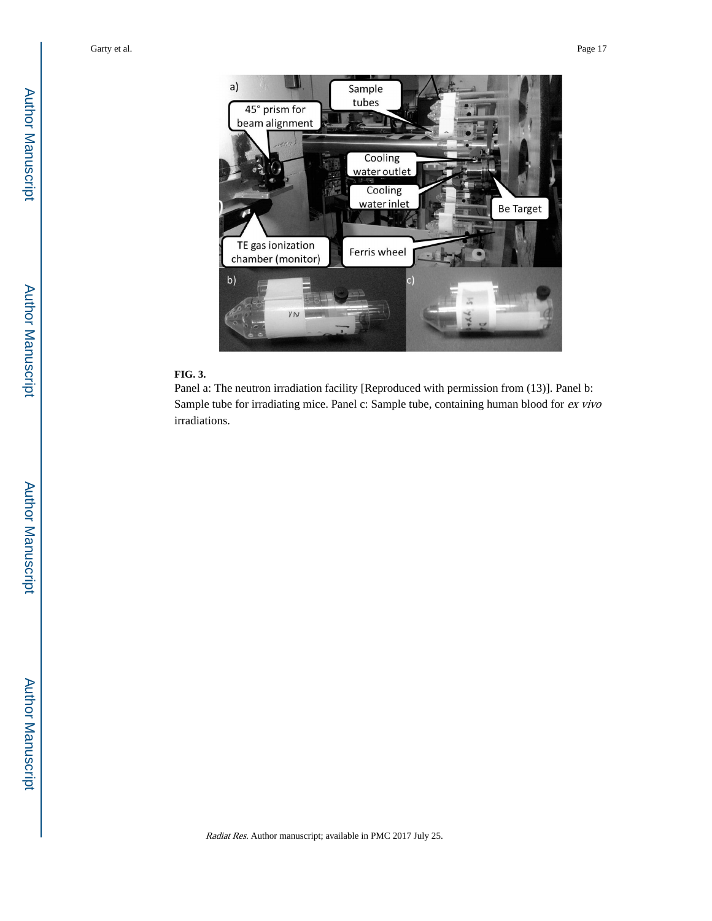**FIG. 3.**

Panel a: The neutron irradiation facility [Reproduced with permission from (13)]. Panel b: Sample tube for irradiating mice. Panel c: Sample tube, containing human blood for *ex vivo* irradiations.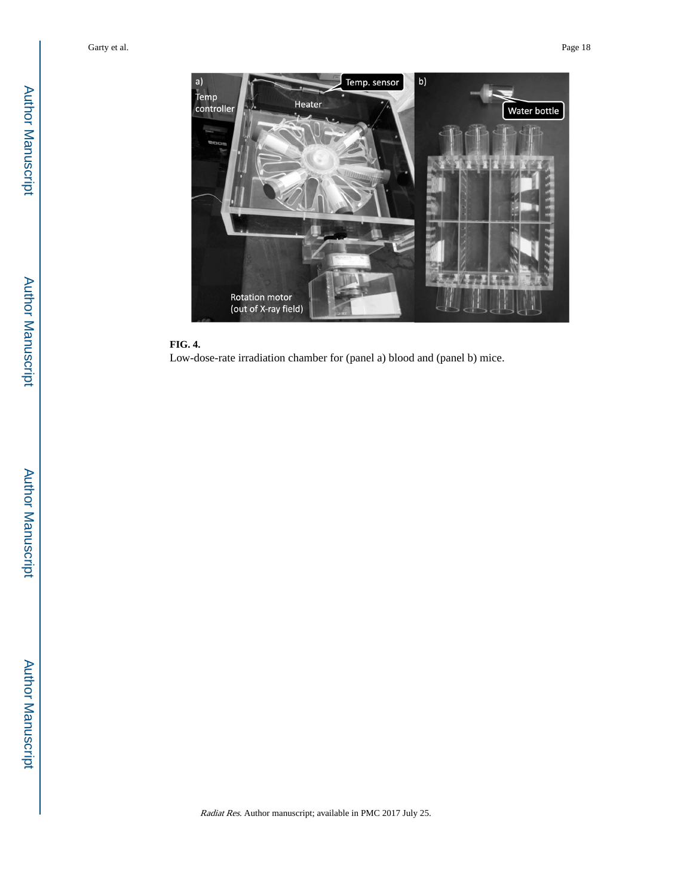**FIG. 4.**

Low-dose-rate irradiation chamber for (panel a) blood and (panel b) mice.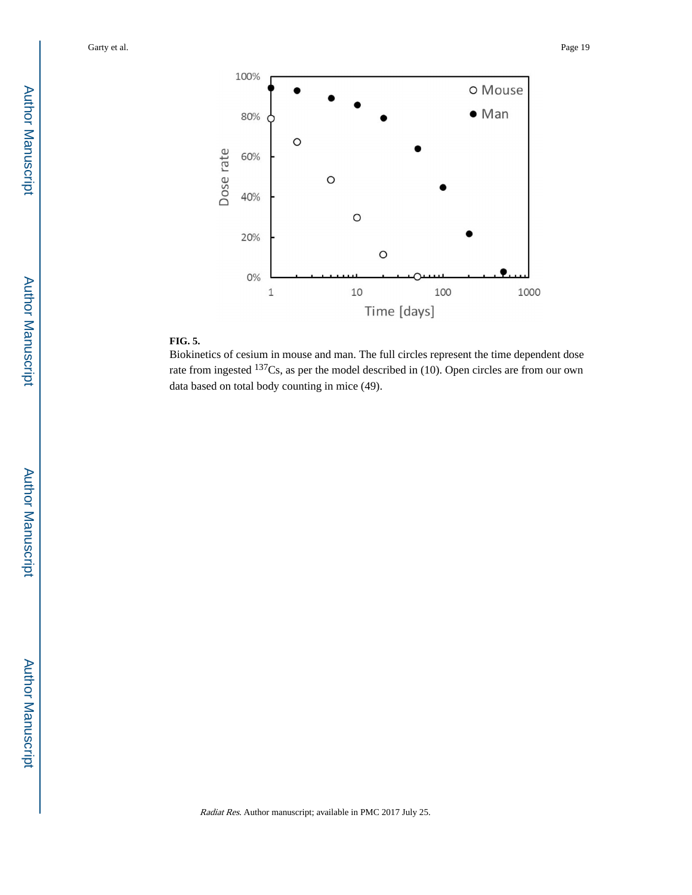**FIG. 5.**

Biokinetics of cesium in mouse and man. The full circles represent the time dependent dose rate from ingested $^{137}$Cs, as per the model described in (10). Open circles are from our own data based on total body counting in mice (49).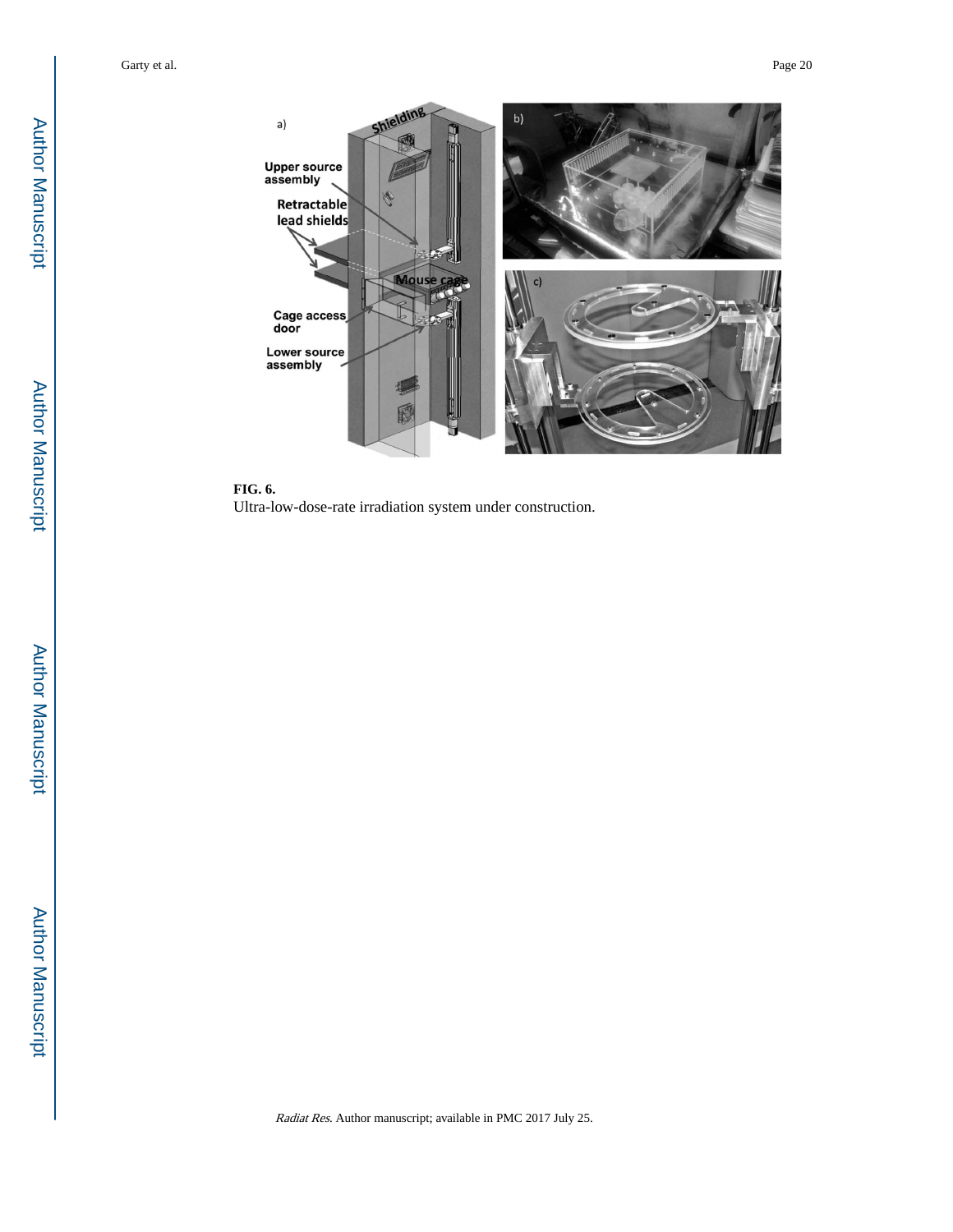a)

Shielding

Upper source assembly

Retractable lead shields

Mouse cage

Cage access door

Lower source assembly

b)

c)

**FIG. 6.**

Ultra-low-dose-rate irradiation system under construction.